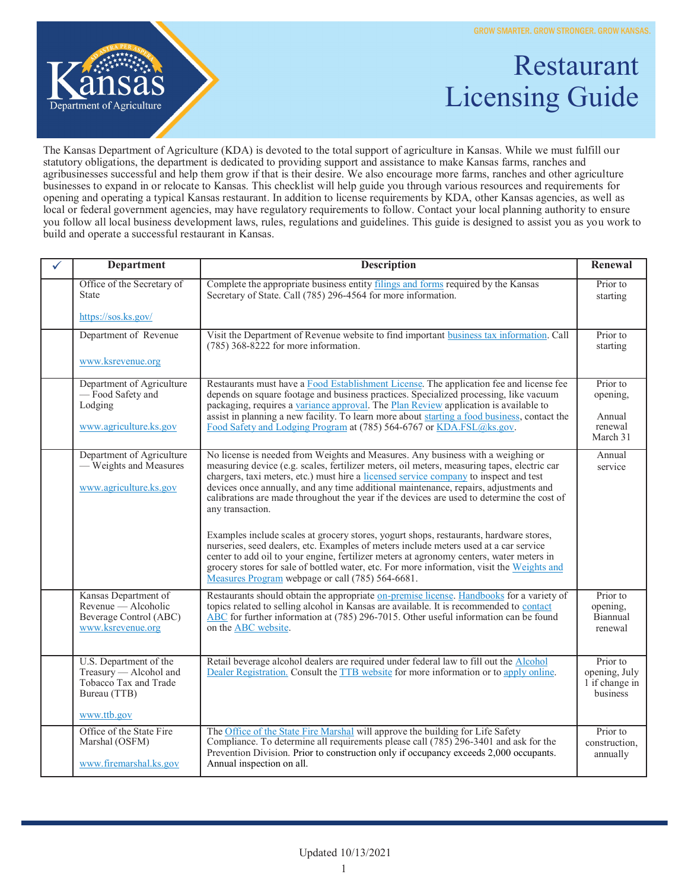GROW SMARTER. GROW STRONGER. GROW KANSAS.

Kansas Department of Agriculture

# Restaurant Licensing Guide

The Kansas Department of Agriculture (KDA) is devoted to the total support of agriculture in Kansas. While we must fulfill our statutory obligations, the department is dedicated to providing support and assistance to make Kansas farms, ranches and agribusinesses successful and help them grow if that is their desire. We also encourage more farms, ranches and other agriculture businesses to expand in or relocate to Kansas. This checklist will help guide you through various resources and requirements for opening and operating a typical Kansas restaurant. In addition to license requirements by KDA, other Kansas agencies, as well as local or federal government agencies, may have regulatory requirements to follow. Contact your local planning authority to ensure you follow all local business development laws, rules, regulations and guidelines. This guide is designed to assist you as you work to build and operate a successful restaurant in Kansas.

| ✓ | Department | Description | Renewal |
|---|---|---|---|
| | Office of the Secretary of State<br><br>https://sos.ks.gov/ | Complete the appropriate business entity filings and forms required by the Kansas Secretary of State. Call (785) 296-4564 for more information. | Prior to starting |
| | Department of Revenue<br><br>www.ksrevenue.org | Visit the Department of Revenue website to find important business tax information. Call (785) 368-8222 for more information. | Prior to starting |
| | Department of Agriculture — Food Safety and Lodging<br><br>www.agriculture.ks.gov | Restaurants must have a Food Establishment License. The application fee and license fee depends on square footage and business practices. Specialized processing, like vacuum packaging, requires a variance approval. The Plan Review application is available to assist in planning a new facility. To learn more about starting a food business, contact the Food Safety and Lodging Program at (785) 564-6767 or KDA.FSL@ks.gov. | Prior to opening,<br><br>Annual renewal March 31 |
| | Department of Agriculture — Weights and Measures<br><br>www.agriculture.ks.gov | No license is needed from Weights and Measures. Any business with a weighing or measuring device (e.g. scales, fertilizer meters, oil meters, measuring tapes, electric car chargers, taxi meters, etc.) must hire a licensed service company to inspect and test devices once annually, and any time additional maintenance, repairs, adjustments and calibrations are made throughout the year if the devices are used to determine the cost of any transaction.<br><br>Examples include scales at grocery stores, yogurt shops, restaurants, hardware stores, nurseries, seed dealers, etc. Examples of meters include meters used at a car service center to add oil to your engine, fertilizer meters at agronomy centers, water meters in grocery stores for sale of bottled water, etc. For more information, visit the Weights and Measures Program webpage or call (785) 564-6681. | Annual service |
| | Kansas Department of Revenue — Alcoholic Beverage Control (ABC)<br>www.ksrevenue.org | Restaurants should obtain the appropriate on-premise license. Handbooks for a variety of topics related to selling alcohol in Kansas are available. It is recommended to contact ABC for further information at (785) 296-7015. Other useful information can be found on the ABC website. | Prior to opening, Biannual renewal |
| | U.S. Department of the Treasury — Alcohol and Tobacco Tax and Trade Bureau (TTB)<br><br>www.ttb.gov | Retail beverage alcohol dealers are required under federal law to fill out the Alcohol Dealer Registration. Consult the TTB website for more information or to apply online. | Prior to opening, July 1 if change in business |
| | Office of the State Fire Marshal (OSFM)<br><br>www.firemarshal.ks.gov | The Office of the State Fire Marshal will approve the building for Life Safety Compliance. To determine all requirements please call (785) 296-3401 and ask for the Prevention Division. Prior to construction only if occupancy exceeds 2,000 occupants. Annual inspection on all. | Prior to construction, annually |

Updated 10/13/2021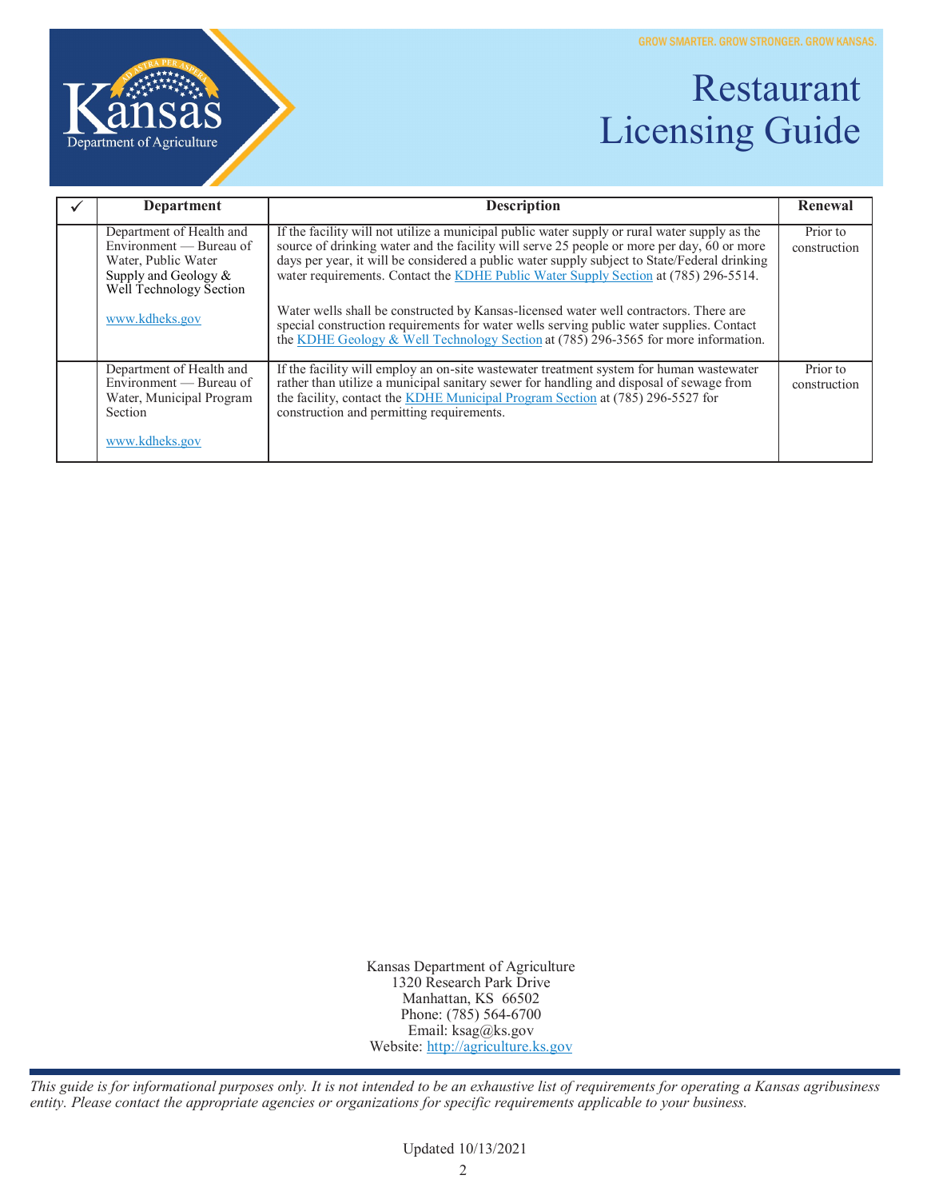GROW SMARTER. GROW STRONGER. GROW KANSAS.

# Restaurant Licensing Guide

| ✓ | Department | Description | Renewal |
|---|---|---|---|
| | Department of Health and Environment — Bureau of Water, Public Water Supply and Geology & Well Technology Section<br><br>www.kdheks.gov | If the facility will not utilize a municipal public water supply or rural water supply as the source of drinking water and the facility will serve 25 people or more per day, 60 or more days per year, it will be considered a public water supply subject to State/Federal drinking water requirements. Contact the KDHE Public Water Supply Section at (785) 296-5514.<br><br>Water wells shall be constructed by Kansas-licensed water well contractors. There are special construction requirements for water wells serving public water supplies. Contact the KDHE Geology & Well Technology Section at (785) 296-3565 for more information. | Prior to construction |
| | Department of Health and Environment — Bureau of Water, Municipal Program Section<br><br>www.kdheks.gov | If the facility will employ an on-site wastewater treatment system for human wastewater rather than utilize a municipal sanitary sewer for handling and disposal of sewage from the facility, contact the KDHE Municipal Program Section at (785) 296-5527 for construction and permitting requirements. | Prior to construction |

Kansas Department of Agriculture
1320 Research Park Drive
Manhattan, KS 66502
Phone: (785) 564-6700
Email: ksag@ks.gov
Website: http://agriculture.ks.gov

*This guide is for informational purposes only. It is not intended to be an exhaustive list of requirements for operating a Kansas agribusiness entity. Please contact the appropriate agencies or organizations for specific requirements applicable to your business.*

Updated 10/13/2021